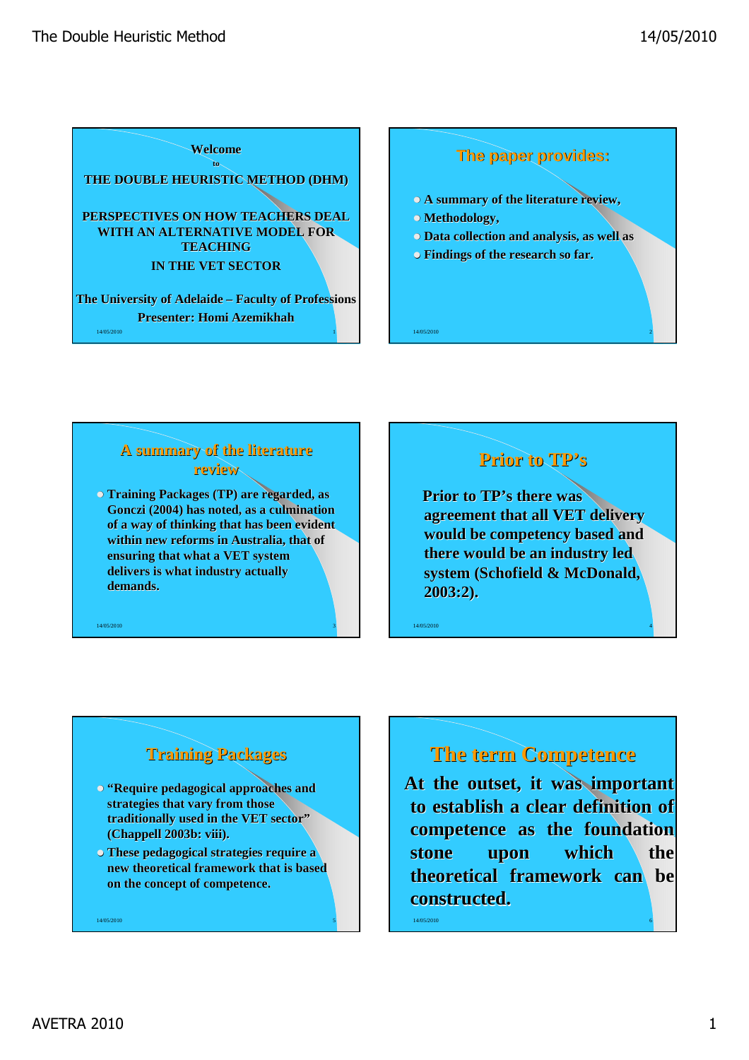**Welcome**

**to**

**THE DOUBLE HEURISTIC METHOD (DHM)**

**PERSPECTIVES ON HOW TEACHERS DEAL WITH AN ALTERNATIVE MODEL FOR TEACHING IN THE VET SECTOR**

**The University of Adelaide – Faculty of Professions**

**Presenter: Homi Azemikhah**

## The paper provides:

- **A summary of the literature review,**
- **Methodology,**
- **Data collection and analysis, as well as**
- **Findings of the research so far.**

## A summary of the literature review

- **Training Packages (TP) are regarded, as Gonczi (2004) has noted, as a culmination of a way of thinking that has been evident within new reforms in Australia, that of ensuring that what a VET system delivers is what industry actually demands.**

## Prior to TP's

**Prior to TP's there was agreement that all VET delivery would be competency based and there would be an industry led system (Schofield & McDonald, 2003:2).**

## Training Packages

- **"Require pedagogical approaches and strategies that vary from those traditionally used in the VET sector" (Chappell 2003b: viii).**
- **These pedagogical strategies require a new theoretical framework that is based on the concept of competence.**

## The term Competence

**At the outset, it was important to establish a clear definition of competence as the foundation stone upon which the theoretical framework can be constructed.**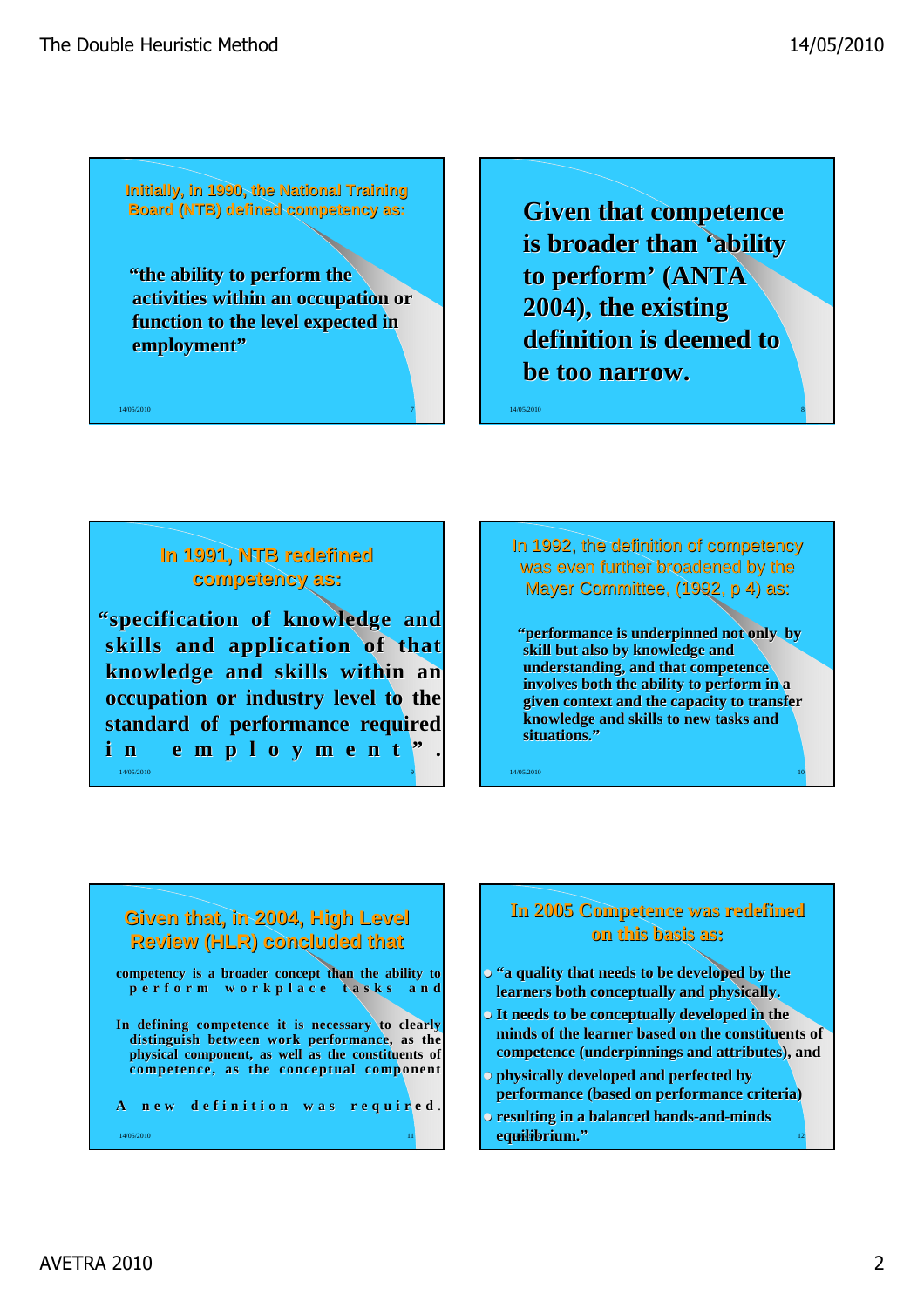Initially, in 1990, the National Training Board (NTB) defined competency as:

"the ability to perform the activities within an occupation or function to the level expected in employment"

Given that competence is broader than 'ability to perform' (ANTA 2004), the existing definition is deemed to be too narrow.

In 1991, NTB redefined competency as:

"specification of knowledge and skills and application of that knowledge and skills within an occupation or industry level to the standard of performance required in employment".

In 1992, the definition of competency was even further broadened by the Mayer Committee, (1992, p 4) as:

"performance is underpinned not only by skill but also by knowledge and understanding, and that competence involves both the ability to perform in a given context and the capacity to transfer knowledge and skills to new tasks and situations."

Given that, in 2004, High Level Review (HLR) concluded that

competency is a broader concept than the ability to perform workplace tasks and

In defining competence it is necessary to clearly distinguish between work performance, as the physical component, as well as the constituents of competence, as the conceptual component

A new definition was required.

In 2005 Competence was redefined on this basis as:

- "a quality that needs to be developed by the learners both conceptually and physically.
- It needs to be conceptually developed in the minds of the learner based on the constituents of competence (underpinnings and attributes), and
- physically developed and perfected by performance (based on performance criteria)
- resulting in a balanced hands-and-minds equilibrium."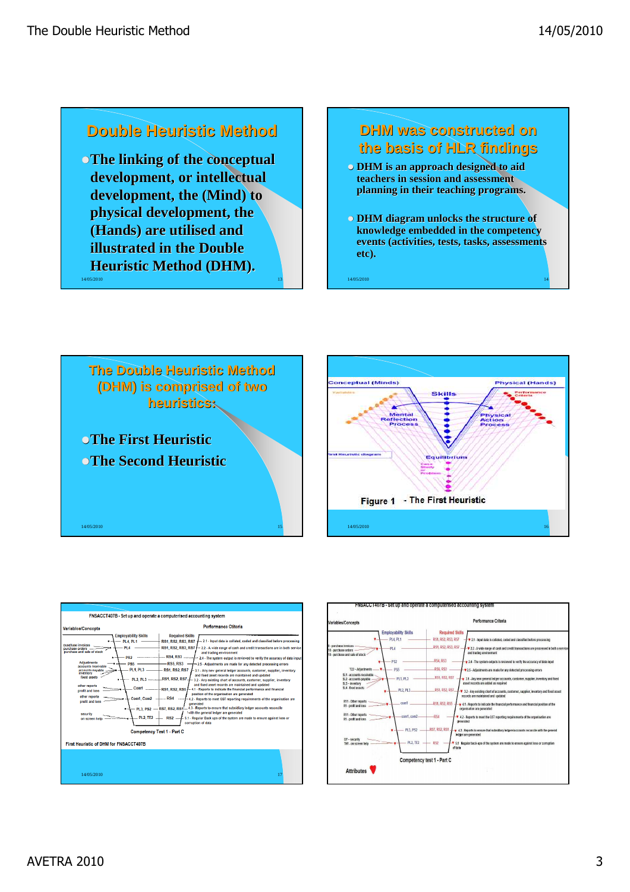## Double Heuristic Method

- The linking of the conceptual development, or intellectual development, the (Mind) to physical development, the (Hands) are utilised and illustrated in the Double Heuristic Method (DHM).

14/05/2010

## DHM was constructed on the basis of HLR findings

- DHM is an approach designed to aid teachers in session and assessment planning in their teaching programs.
- DHM diagram unlocks the structure of knowledge embedded in the competency events (activities, tests, tasks, assessments etc).

14/05/2010

## The Double Heuristic Method (DHM) is comprised of two heuristics:

- The First Heuristic
- The Second Heuristic

14/05/2010

Conceptual (Minds) — Physical (Hands)

Variables — Skills — Performance Criteria

Mental Reflection Process — Physical Action Process

First Heuristic diagram — Equilibrium — Case Study or Problem

Figure 1 - The First Heuristic

14/05/2010

FNSACCT407B - Set up and operate a computerised accounting system

Variables/Concepts — Employability Skills — Required Skills — Performance Criteria

Competency Test 1 - Part C

First Heuristic of DHM for FNSACCT407B

14/05/2010

FNSACCT407B - Set up and operate a computerised accounting system

Variables/Concepts — Employability Skills — Required Skills — Performance Criteria

Competency test 1 - Part C

Attributes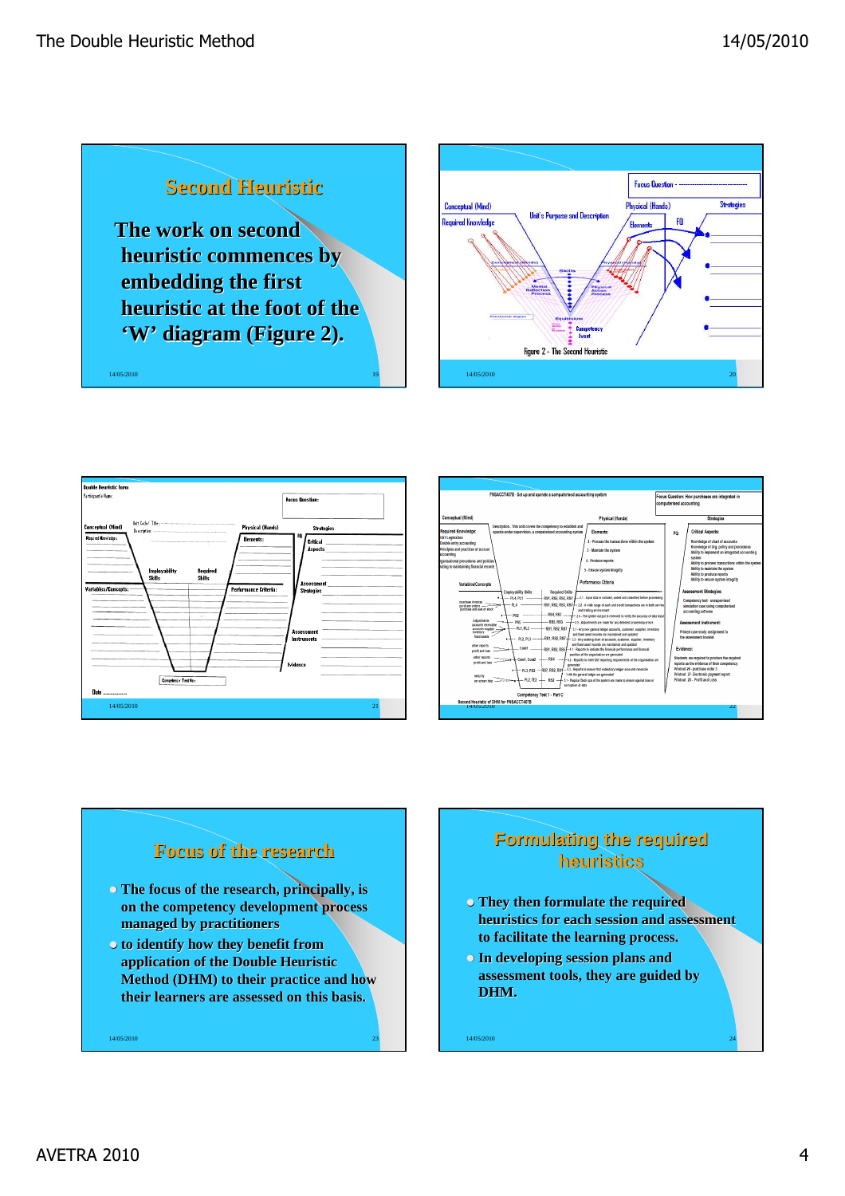## Second Heuristic

The work on second heuristic commences by embedding the first heuristic at the foot of the 'W' diagram (Figure 2).

Figure 2 - The Second Heuristic

## Focus of the research

- The focus of the research, principally, is on the competency development process managed by practitioners
- to identify how they benefit from application of the Double Heuristic Method (DHM) to their practice and how their learners are assessed on this basis.

## Formulating the required heuristics

- They then formulate the required heuristics for each session and assessment to facilitate the learning process.
- In developing session plans and assessment tools, they are guided by DHM.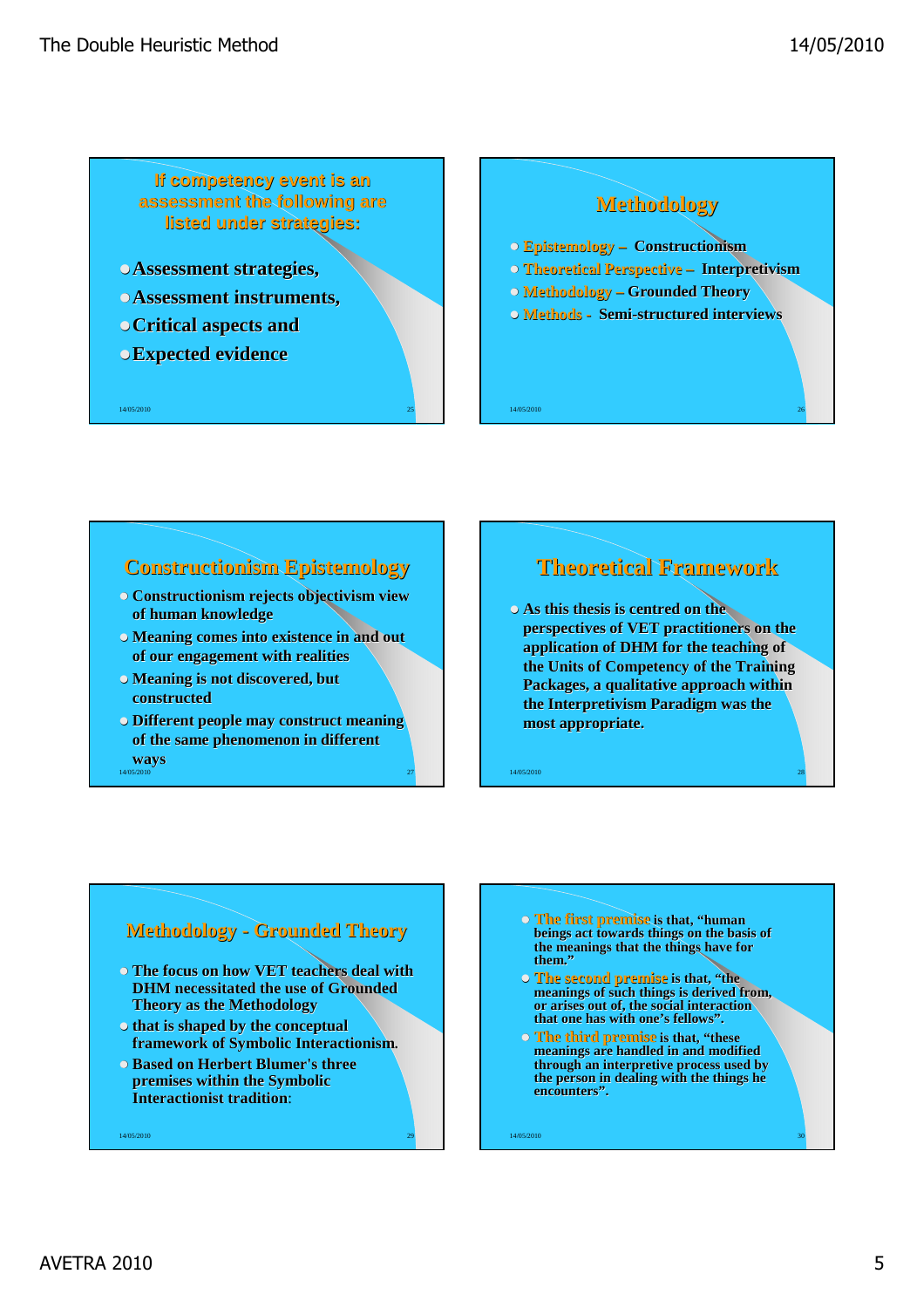## If competency event is an assessment the following are listed under strategies:

- Assessment strategies,
- Assessment instruments,
- Critical aspects and
- Expected evidence

## Methodology

- Epistemology – Constructionism
- Theoretical Perspective – Interpretivism
- Methodology – Grounded Theory
- Methods - Semi-structured interviews

## Constructionism Epistemology

- Constructionism rejects objectivism view of human knowledge
- Meaning comes into existence in and out of our engagement with realities
- Meaning is not discovered, but constructed
- Different people may construct meaning of the same phenomenon in different ways

## Theoretical Framework

- As this thesis is centred on the perspectives of VET practitioners on the application of DHM for the teaching of the Units of Competency of the Training Packages, a qualitative approach within the Interpretivism Paradigm was the most appropriate.

## Methodology - Grounded Theory

- The focus on how VET teachers deal with DHM necessitated the use of Grounded Theory as the Methodology
- that is shaped by the conceptual framework of Symbolic Interactionism.
- Based on Herbert Blumer's three premises within the Symbolic Interactionist tradition:

- The first premise is that, "human beings act towards things on the basis of the meanings that the things have for them."
- The second premise is that, "the meanings of such things is derived from, or arises out of, the social interaction that one has with one's fellows".
- The third premise is that, "these meanings are handled in and modified through an interpretive process used by the person in dealing with the things he encounters".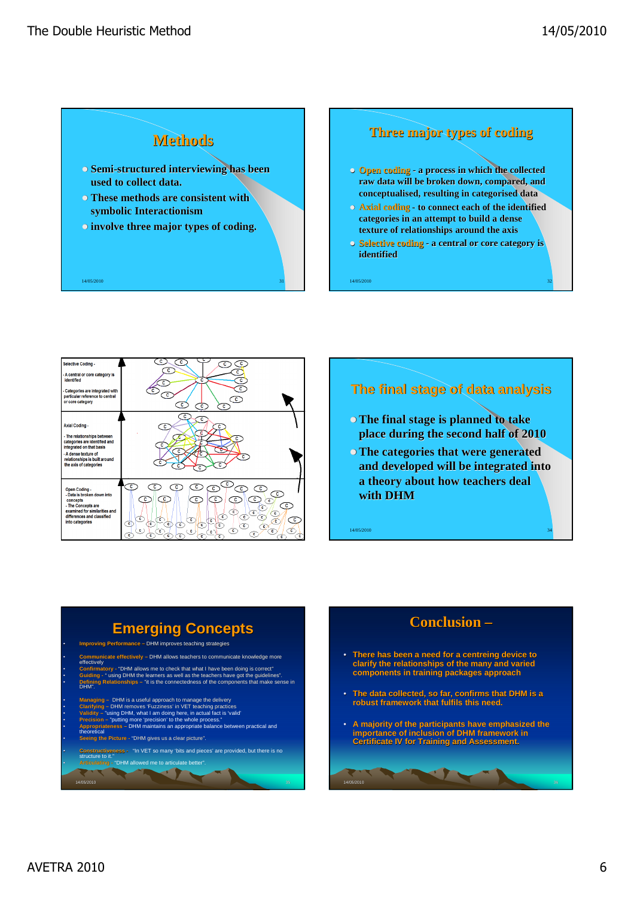## Methods

- Semi-structured interviewing has been used to collect data.
- These methods are consistent with symbolic Interactionism
- involve three major types of coding.

## Three major types of coding

- Open coding - a process in which the collected raw data will be broken down, compared, and conceptualised, resulting in categorised data
- Axial coding - to connect each of the identified categories in an attempt to build a dense texture of relationships around the axis
- Selective coding - a central or core category is identified

Selective Coding -

- A central or core category is identified
- Categories are integrated with particular reference to central or core category

Axial Coding -

- The relationships between categories are identified and integrated on that basis
- A dense texture of relationships is built around the axis of categories

Open Coding -

- Data is broken down into concepts
- The Concepts are examined for similarities and differences and classified into categories

## The final stage of data analysis

- The final stage is planned to take place during the second half of 2010
- The categories that were generated and developed will be integrated into a theory about how teachers deal with DHM

## Emerging Concepts

- **Improving Performance** – DHM improves teaching strategies
- **Communicate effectively** – DHM allows teachers to communicate knowledge more effectively
- **Confirmatory** - "DHM allows me to check that what I have been doing is correct"
- **Guiding** - " using DHM the learners as well as the teachers have got the guidelines".
- **Defining Relationships** – "it is the connectedness of the components that make sense in DHM".
- **Managing** – DHM is a useful approach to manage the delivery
- **Clarifying** – DHM removes 'Fuzziness' in VET teaching practices
- **Validity** – "using DHM, what I am doing here, in actual fact is 'valid'
- **Precision** – "putting more 'precision' to the whole process."
- **Appropriateness** – DHM maintains an appropriate balance between practical and theoretical
- **Seeing the Picture** - "DHM gives us a clear picture".
- **Constructiveness** - "In VET so many 'bits and pieces' are provided, but there is no structure to it."
- **Articulating** - "DHM allowed me to articulate better".

## Conclusion –

- There has been a need for a centreing device to clarify the relationships of the many and varied components in training packages approach
- The data collected, so far, confirms that DHM is a robust framework that fulfils this need.
- A majority of the participants have emphasized the importance of inclusion of DHM framework in Certificate IV for Training and Assessment.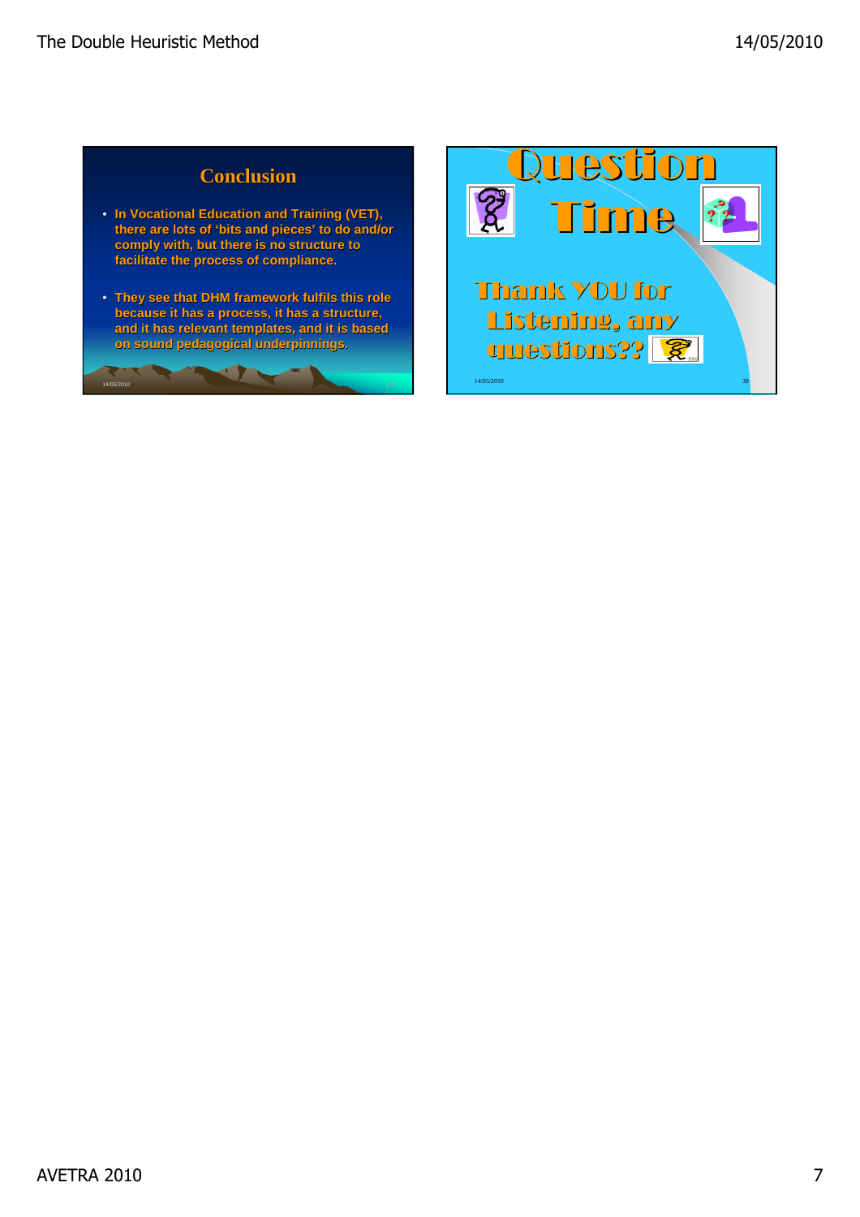## Conclusion

- In Vocational Education and Training (VET), there are lots of 'bits and pieces' to do and/or comply with, but there is no structure to facilitate the process of compliance.
- They see that DHM framework fulfils this role because it has a process, it has a structure, and it has relevant templates, and it is based on sound pedagogical underpinnings.

## Question Time

Thank YOU for Listening, any questions??